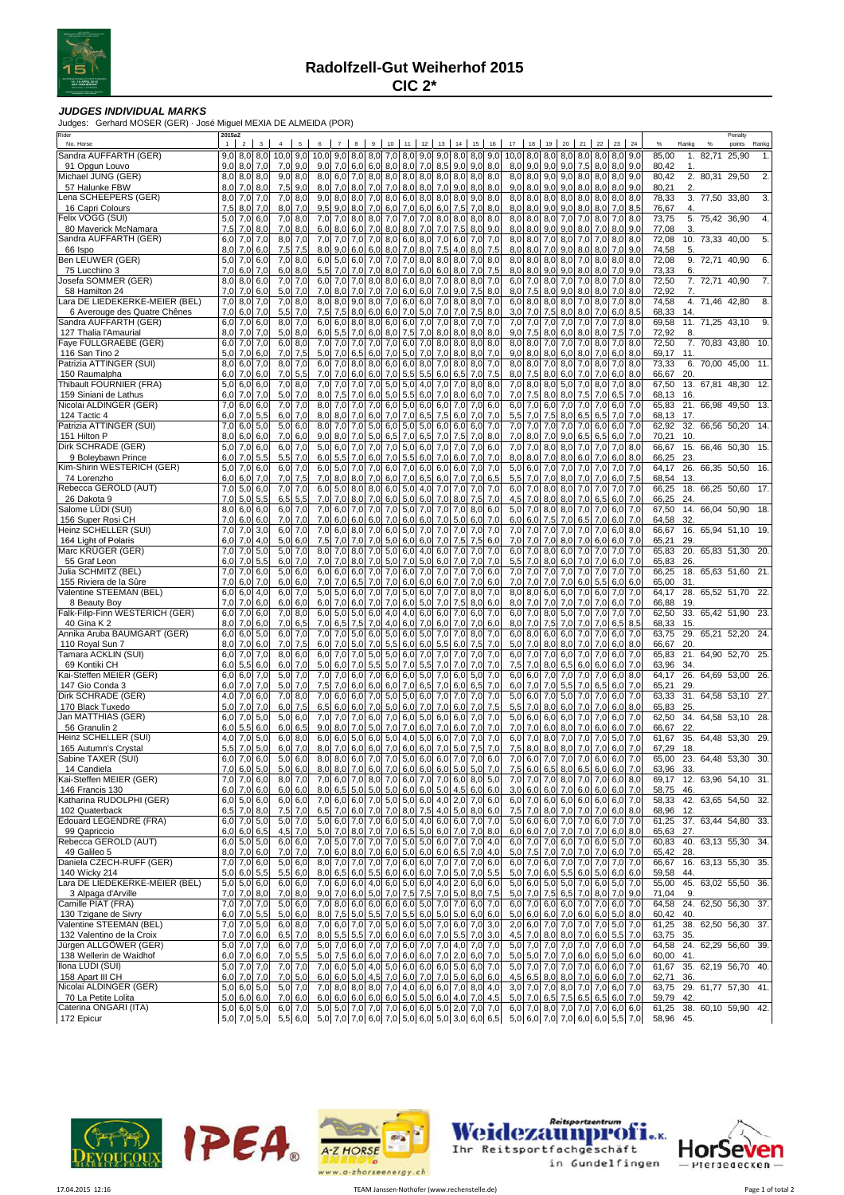# Radolfzell-Gut Weiherhof 2015

## CIC 2*

### JUDGES INDIVIDUAL MARKS

Judges: Gerhard MOSER (GER) · José Miguel MEXIA DE ALMEIDA (POR)

| Rider / No. Horse | 2015a2 1 | 2 | 3 | 4 | 5 | 6 | 7 | 8 | 9 | 10 | 11 | 12 | 13 | 14 | 15 | 16 | 17 | 18 | 19 | 20 | 21 | 22 | 23 | 24 | % | Rankg | Penalty % | points | Rankg |
|---|---|---|---|---|---|---|---|---|---|---|---|---|---|---|---|---|---|---|---|---|---|---|---|---|---|---|---|---|---|
| Sandra AUFFARTH (GER) | 9,0 | 8,0 | 8,0 | 10,0 | 9,0 | 10,0 | 9,0 | 8,0 | 8,0 | 7,0 | 8,0 | 9,0 | 9,0 | 8,0 | 8,0 | 9,0 | 10,0 | 8,0 | 8,0 | 8,0 | 8,0 | 8,0 | 8,0 | 9,0 | 85,00 | 1. | 82,71 | 25,90 | 1. |
| 91 Opgun Louvo | 9,0 | 8,0 | 7,0 | 7,0 | 9,0 | 9,0 | 7,0 | 6,0 | 6,0 | 8,0 | 8,0 | 7,0 | 8,5 | 9,0 | 9,0 | 8,0 | 8,0 | 9,0 | 9,0 | 9,0 | 7,5 | 8,0 | 8,0 | 9,0 | 80,42 | 1. | | | |
| Michael JUNG (GER) | 8,0 | 8,0 | 8,0 | 9,0 | 8,0 | 8,0 | 6,0 | 7,0 | 8,0 | 8,0 | 8,0 | 8,0 | 8,0 | 8,0 | 8,0 | 8,0 | 8,0 | 8,0 | 9,0 | 9,0 | 8,0 | 8,0 | 8,0 | 9,0 | 80,42 | 2. | 80,31 | 29,50 | 2. |
| 57 Halunke FBW | 8,0 | 7,0 | 8,0 | 7,5 | 9,0 | 8,0 | 7,0 | 8,0 | 7,0 | 7,0 | 8,0 | 7,0 | 9,0 | 8,0 | 8,0 | 8,0 | 9,0 | 8,0 | 9,0 | 9,0 | 8,0 | 8,0 | 8,0 | 9,0 | 80,21 | 2. | | | |
| Lena SCHEEPERS (GER) | 8,0 | 7,0 | 7,0 | 7,0 | 8,0 | 9,0 | 8,0 | 8,0 | 7,0 | 8,0 | 6,0 | 8,0 | 8,0 | 8,0 | 9,0 | 8,0 | 8,0 | 8,0 | 8,0 | 8,0 | 8,0 | 8,0 | 8,0 | 8,0 | 78,33 | 3. | 77,50 | 33,80 | 3. |
| 16 Capri Colours | 7,5 | 8,0 | 7,0 | 8,0 | 7,0 | 9,5 | 9,0 | 8,0 | 7,0 | 6,0 | 7,0 | 6,0 | 6,0 | 7,5 | 7,0 | 8,0 | 8,0 | 8,0 | 9,0 | 9,0 | 8,0 | 8,0 | 7,0 | 8,5 | 76,67 | 4. | | | |
| Felix VOGG (SUI) | 5,0 | 7,0 | 6,0 | 7,0 | 8,0 | 7,0 | 7,0 | 8,0 | 8,0 | 7,0 | 7,0 | 7,0 | 8,0 | 8,0 | 8,0 | 8,0 | 8,0 | 8,0 | 8,0 | 7,0 | 7,0 | 8,0 | 7,0 | 8,0 | 73,75 | 5. | 75,42 | 36,90 | 4. |
| 80 Maverick McNamara | 7,5 | 7,0 | 8,0 | 7,0 | 8,0 | 6,0 | 8,0 | 6,0 | 7,0 | 8,0 | 8,0 | 7,0 | 7,0 | 7,5 | 8,0 | 9,0 | 8,0 | 8,0 | 9,0 | 9,0 | 8,0 | 7,0 | 8,0 | 9,0 | 77,08 | 3. | | | |
| Sandra AUFFARTH (GER) | 6,0 | 7,0 | 7,0 | 8,0 | 7,0 | 7,0 | 7,0 | 7,0 | 7,0 | 8,0 | 6,0 | 8,0 | 7,0 | 6,0 | 7,0 | 7,0 | 8,0 | 8,0 | 7,0 | 8,0 | 7,0 | 7,0 | 8,0 | 8,0 | 72,08 | 10. | 73,33 | 40,00 | 5. |
| 66 Ispo | 8,0 | 7,0 | 6,0 | 7,5 | 7,5 | 8,0 | 9,0 | 6,0 | 6,0 | 8,0 | 7,0 | 8,0 | 7,5 | 4,0 | 8,0 | 7,5 | 8,0 | 8,0 | 7,0 | 9,0 | 8,0 | 8,0 | 7,0 | 9,0 | 74,58 | 5. | | | |
| Ben LEUWER (GER) | 5,0 | 7,0 | 6,0 | 7,0 | 8,0 | 6,0 | 5,0 | 6,0 | 7,0 | 7,0 | 7,0 | 8,0 | 8,0 | 8,0 | 7,0 | 8,0 | 8,0 | 8,0 | 8,0 | 8,0 | 7,0 | 8,0 | 8,0 | 8,0 | 72,08 | 9. | 72,71 | 40,90 | 6. |
| 75 Lucchino 3 | 7,0 | 6,0 | 7,0 | 6,0 | 8,0 | 5,5 | 7,0 | 7,0 | 7,0 | 8,0 | 7,0 | 6,0 | 6,0 | 8,0 | 7,0 | 7,5 | 8,0 | 8,0 | 9,0 | 9,0 | 8,0 | 8,0 | 7,0 | 9,0 | 73,33 | 6. | | | |
| Josefa SOMMER (GER) | 8,0 | 8,0 | 6,0 | 7,0 | 7,0 | 6,0 | 7,0 | 7,0 | 8,0 | 8,0 | 6,0 | 8,0 | 7,0 | 8,0 | 8,0 | 7,0 | 6,0 | 7,0 | 8,0 | 7,0 | 7,0 | 8,0 | 7,0 | 8,0 | 72,50 | 7. | 72,71 | 40,90 | 7. |
| 58 Hamilton 24 | 7,0 | 7,0 | 6,0 | 5,0 | 7,0 | 7,0 | 8,0 | 7,0 | 7,0 | 7,0 | 6,0 | 6,0 | 7,0 | 9,0 | 7,5 | 8,0 | 8,0 | 7,5 | 8,0 | 9,0 | 8,0 | 7,0 | 8,0 | 8,0 | 72,92 | 7. | | | |
| Lara DE LIEDEKERKE-MEIER (BEL) | 7,0 | 8,0 | 7,0 | 7,0 | 8,0 | 8,0 | 8,0 | 9,0 | 8,0 | 7,0 | 6,0 | 6,0 | 7,0 | 8,0 | 8,0 | 7,0 | 6,0 | 8,0 | 8,0 | 8,0 | 7,0 | 8,0 | 7,0 | 8,0 | 74,58 | 4. | 71,46 | 42,80 | 8. |
| 6 Averouge des Quatre Chênes | 7,0 | 6,0 | 7,0 | 5,5 | 7,0 | 7,5 | 7,5 | 8,0 | 6,0 | 6,0 | 7,0 | 5,0 | 7,0 | 7,0 | 7,5 | 8,0 | 3,0 | 7,0 | 7,5 | 8,0 | 8,0 | 7,0 | 6,0 | 8,5 | 68,33 | 14. | | | |
| Sandra AUFFARTH (GER) | 6,0 | 7,0 | 6,0 | 8,0 | 7,0 | 6,0 | 6,0 | 8,0 | 8,0 | 6,0 | 6,0 | 7,0 | 7,0 | 8,0 | 7,0 | 7,0 | 7,0 | 7,0 | 7,0 | 7,0 | 7,0 | 7,0 | 7,0 | 8,0 | 69,58 | 11. | 71,25 | 43,10 | 9. |
| 127 Thalia l'Amaurial | 8,0 | 7,0 | 7,0 | 5,0 | 8,0 | 6,0 | 5,5 | 7,0 | 6,0 | 8,0 | 7,5 | 7,0 | 8,0 | 8,0 | 8,0 | 8,0 | 9,0 | 7,5 | 8,0 | 6,0 | 8,0 | 8,0 | 7,5 | 7,0 | 72,92 | 8. | | | |
| Faye FÜLLGRAEBE (GER) | 6,0 | 7,0 | 7,0 | 6,0 | 8,0 | 7,0 | 7,0 | 7,0 | 7,0 | 7,0 | 6,0 | 7,0 | 8,0 | 8,0 | 8,0 | 8,0 | 8,0 | 8,0 | 7,0 | 7,0 | 7,0 | 8,0 | 7,0 | 8,0 | 72,50 | 7. | 70,83 | 43,80 | 10. |
| 116 San Tino 2 | 5,0 | 7,0 | 6,0 | 7,0 | 7,5 | 5,0 | 7,0 | 6,5 | 6,0 | 7,0 | 5,0 | 7,0 | 7,0 | 8,0 | 8,0 | 7,0 | 9,0 | 8,0 | 8,0 | 6,0 | 8,0 | 7,0 | 6,0 | 8,0 | 69,17 | 11. | | | |
| Patrizia ATTINGER (SUI) | 8,0 | 6,0 | 7,0 | 8,0 | 7,0 | 6,0 | 7,0 | 8,0 | 8,0 | 6,0 | 8,0 | 7,0 | 7,0 | 8,0 | 8,0 | 7,0 | 8,0 | 8,0 | 7,0 | 7,0 | 8,0 | 7,0 | 8,0 | 8,0 | 73,33 | 6. | 70,00 | 45,00 | 11. |
| 150 Raumalpha | 6,0 | 7,0 | 6,0 | 7,0 | 5,5 | 7,0 | 7,0 | 6,0 | 6,0 | 7,0 | 5,5 | 5,5 | 6,0 | 6,5 | 7,0 | 7,5 | 8,0 | 7,5 | 8,0 | 6,0 | 7,0 | 7,0 | 6,0 | 8,0 | 66,67 | 20. | | | |
| Thibault FOURNIER (FRA) | 5,0 | 6,0 | 6,0 | 7,0 | 8,0 | 7,0 | 7,0 | 7,0 | 7,0 | 5,0 | 5,0 | 4,0 | 7,0 | 7,0 | 8,0 | 8,0 | 7,0 | 8,0 | 8,0 | 5,0 | 7,0 | 8,0 | 7,0 | 8,0 | 67,50 | 13. | 67,81 | 48,30 | 12. |
| 159 Siniani de Lathus | 6,0 | 7,0 | 7,0 | 5,0 | 7,0 | 8,0 | 7,5 | 7,0 | 6,0 | 5,0 | 5,5 | 6,0 | 7,0 | 8,0 | 6,0 | 7,0 | 7,0 | 7,5 | 8,0 | 8,0 | 7,5 | 7,0 | 6,5 | 7,0 | 68,13 | 16. | | | |
| Nicolai ALDINGER (GER) | 7,0 | 6,0 | 6,0 | 7,0 | 7,0 | 8,0 | 7,0 | 7,0 | 7,0 | 6,0 | 5,0 | 6,0 | 6,0 | 7,0 | 7,0 | 6,0 | 6,0 | 7,0 | 6,0 | 7,0 | 7,0 | 7,0 | 6,0 | 7,0 | 65,83 | 21. | 66,98 | 49,50 | 13. |
| 124 Tactic 4 | 6,0 | 7,0 | 5,5 | 6,0 | 7,0 | 8,0 | 8,0 | 7,0 | 6,0 | 7,0 | 7,0 | 6,5 | 7,5 | 6,0 | 7,0 | 7,0 | 5,5 | 7,0 | 7,5 | 8,0 | 6,5 | 6,5 | 7,0 | 7,0 | 68,13 | 17. | | | |
| Patrizia ATTINGER (SUI) | 7,0 | 6,0 | 5,0 | 5,0 | 6,0 | 8,0 | 7,0 | 7,0 | 5,0 | 6,0 | 5,0 | 5,0 | 6,0 | 6,0 | 6,0 | 7,0 | 7,0 | 7,0 | 7,0 | 7,0 | 7,0 | 6,0 | 6,0 | 7,0 | 62,92 | 32. | 66,56 | 50,20 | 14. |
| 151 Hilton P | 8,0 | 6,0 | 6,0 | 7,0 | 6,0 | 9,0 | 8,0 | 7,0 | 5,0 | 6,5 | 7,0 | 6,5 | 7,0 | 7,5 | 7,0 | 8,0 | 7,0 | 8,0 | 7,0 | 9,0 | 6,5 | 6,5 | 6,0 | 7,0 | 70,21 | 10. | | | |
| Dirk SCHRADE (GER) | 5,0 | 7,0 | 6,0 | 6,0 | 7,0 | 5,0 | 6,0 | 7,0 | 7,0 | 7,0 | 5,0 | 6,0 | 7,0 | 7,0 | 7,0 | 6,0 | 7,0 | 7,0 | 8,0 | 8,0 | 7,0 | 7,0 | 7,0 | 8,0 | 66,67 | 15. | 66,46 | 50,30 | 15. |
| 9 Boleybawn Prince | 6,0 | 7,0 | 5,5 | 5,5 | 7,0 | 6,0 | 5,5 | 7,0 | 6,0 | 7,0 | 5,5 | 6,0 | 7,0 | 6,0 | 7,0 | 7,0 | 8,0 | 8,0 | 7,0 | 8,0 | 6,0 | 7,0 | 6,0 | 8,0 | 66,25 | 23. | | | |
| Kim-Shirin WESTERICH (GER) | 5,0 | 7,0 | 6,0 | 6,0 | 7,0 | 6,0 | 5,0 | 7,0 | 7,0 | 6,0 | 7,0 | 6,0 | 6,0 | 6,0 | 7,0 | 7,0 | 5,0 | 6,0 | 7,0 | 7,0 | 7,0 | 7,0 | 7,0 | 7,0 | 64,17 | 26. | 66,35 | 50,50 | 16. |
| 74 Lorenzho | 6,0 | 6,0 | 7,0 | 7,0 | 7,5 | 7,0 | 8,0 | 8,0 | 7,0 | 6,0 | 7,0 | 6,5 | 6,0 | 7,0 | 7,0 | 6,5 | 5,5 | 7,0 | 7,0 | 8,0 | 7,0 | 7,0 | 6,0 | 7,5 | 68,54 | 13. | | | |
| Rebecca GEROLD (AUT) | 7,0 | 5,0 | 6,0 | 7,0 | 7,0 | 6,0 | 5,0 | 8,0 | 8,0 | 6,0 | 5,0 | 4,0 | 7,0 | 7,0 | 7,0 | 7,0 | 6,0 | 7,0 | 8,0 | 8,0 | 7,0 | 7,0 | 7,0 | 7,0 | 66,25 | 18. | 66,25 | 50,60 | 17. |
| 26 Dakota 9 | 7,0 | 5,0 | 5,5 | 6,5 | 5,5 | 7,0 | 7,0 | 8,0 | 7,0 | 6,0 | 5,0 | 6,0 | 7,0 | 8,0 | 7,5 | 7,0 | 4,5 | 7,0 | 8,0 | 8,0 | 7,0 | 6,5 | 6,0 | 7,0 | 66,25 | 24. | | | |
| Salome LÜDI (SUI) | 8,0 | 6,0 | 6,0 | 6,0 | 7,0 | 7,0 | 6,0 | 7,0 | 7,0 | 7,0 | 5,0 | 7,0 | 7,0 | 7,0 | 8,0 | 6,0 | 5,0 | 7,0 | 8,0 | 8,0 | 7,0 | 7,0 | 6,0 | 7,0 | 67,50 | 14. | 66,04 | 50,90 | 18. |
| 156 Super Rosi CH | 7,0 | 6,0 | 6,0 | 7,0 | 6,0 | 7,0 | 6,0 | 6,0 | 6,0 | 7,0 | 6,0 | 6,0 | 7,0 | 5,0 | 6,0 | 7,0 | 6,0 | 6,0 | 7,5 | 7,0 | 6,5 | 7,0 | 6,0 | 7,0 | 64,58 | 32. | | | |
| Heinz SCHELLER (SUI) | 7,0 | 7,0 | 3,0 | 6,0 | 7,0 | 7,0 | 6,0 | 8,0 | 7,0 | 6,0 | 5,0 | 7,0 | 7,0 | 7,0 | 7,0 | 7,0 | 7,0 | 7,0 | 7,0 | 7,0 | 7,0 | 7,0 | 6,0 | 8,0 | 66,67 | 16. | 65,94 | 51,10 | 19. |
| 164 Light of Polaris | 6,0 | 7,0 | 4,0 | 5,0 | 6,0 | 7,5 | 7,0 | 7,0 | 7,0 | 5,0 | 6,0 | 6,0 | 7,0 | 7,5 | 7,5 | 6,0 | 7,0 | 7,0 | 7,0 | 8,0 | 7,0 | 6,0 | 6,0 | 7,0 | 65,21 | 29. | | | |
| Marc KRÜGER (GER) | 7,0 | 7,0 | 5,0 | 5,0 | 7,0 | 8,0 | 7,0 | 8,0 | 7,0 | 5,0 | 6,0 | 4,0 | 6,0 | 7,0 | 7,0 | 7,0 | 6,0 | 7,0 | 8,0 | 6,0 | 7,0 | 7,0 | 7,0 | 7,0 | 65,83 | 20. | 65,83 | 51,30 | 20. |
| 55 Graf Leon | 6,0 | 7,0 | 5,5 | 6,0 | 7,0 | 7,0 | 7,0 | 8,0 | 7,0 | 5,0 | 7,0 | 5,0 | 6,0 | 7,0 | 7,0 | 7,0 | 5,5 | 7,0 | 8,0 | 6,0 | 7,0 | 7,0 | 6,0 | 7,0 | 65,83 | 26. | | | |
| Julia SCHMITZ (GER) | 7,0 | 7,0 | 6,0 | 5,0 | 6,0 | 6,0 | 6,0 | 6,0 | 7,0 | 7,0 | 6,0 | 7,0 | 7,0 | 7,0 | 7,0 | 6,0 | 7,0 | 7,0 | 7,0 | 7,0 | 7,0 | 7,0 | 7,0 | 7,0 | 66,25 | 18. | 65,63 | 51,60 | 21. |
| 155 Riviera de la Sûre | 7,0 | 6,0 | 7,0 | 6,0 | 6,0 | 7,0 | 7,0 | 6,5 | 7,0 | 7,0 | 6,0 | 6,0 | 6,0 | 7,0 | 7,0 | 6,0 | 7,0 | 7,0 | 7,0 | 6,0 | 5,5 | 6,0 | 6,0 | 6,0 | 65,00 | 31. | | | |
| Valentine STEEMAN (BEL) | 6,0 | 6,0 | 4,0 | 6,0 | 7,0 | 5,0 | 5,0 | 6,0 | 7,0 | 7,0 | 5,0 | 6,0 | 7,0 | 7,0 | 8,0 | 7,0 | 8,0 | 8,0 | 6,0 | 6,0 | 7,0 | 6,0 | 7,0 | 7,0 | 64,17 | 28. | 65,52 | 51,70 | 22. |
| 8 Beauty Boy | 7,0 | 7,0 | 6,0 | 6,0 | 6,0 | 6,0 | 7,0 | 6,0 | 7,0 | 7,0 | 6,0 | 5,0 | 7,0 | 7,5 | 8,0 | 6,0 | 8,0 | 7,0 | 7,0 | 7,0 | 7,0 | 6,0 | 7,0 | 7,0 | 66,88 | 19. | | | |
| Falk-Filip-Finn WESTERICH (GER) | 6,0 | 7,0 | 6,0 | 7,0 | 8,0 | 6,0 | 5,0 | 5,0 | 6,0 | 4,0 | 4,0 | 6,0 | 6,0 | 7,0 | 6,0 | 7,0 | 6,0 | 7,0 | 8,0 | 5,0 | 7,0 | 7,0 | 7,0 | 7,0 | 62,50 | 33. | 65,42 | 51,90 | 23. |
| 40 Gina K 2 | 8,0 | 7,0 | 6,0 | 7,0 | 6,5 | 7,0 | 6,5 | 7,5 | 7,0 | 4,0 | 6,0 | 7,0 | 6,0 | 7,0 | 7,0 | 6,0 | 8,0 | 7,0 | 7,5 | 7,0 | 7,0 | 7,0 | 6,5 | 8,5 | 68,33 | 15. | | | |
| Annika Aruba BAUMGART (GER) | 6,0 | 6,0 | 5,0 | 6,0 | 7,0 | 7,0 | 7,0 | 5,0 | 6,0 | 5,0 | 6,0 | 5,0 | 7,0 | 7,0 | 8,0 | 7,0 | 6,0 | 8,0 | 6,0 | 6,0 | 7,0 | 7,0 | 6,0 | 7,0 | 63,75 | 29. | 65,21 | 52,20 | 24. |
| 110 Royal Sun 7 | 8,0 | 7,0 | 6,0 | 7,0 | 7,5 | 6,0 | 7,0 | 5,0 | 7,0 | 5,5 | 6,0 | 6,0 | 6,0 | 5,5 | 7,5 | 7,0 | 5,0 | 7,0 | 8,0 | 8,0 | 7,0 | 7,0 | 6,0 | 8,0 | 66,67 | 20. | | | |
| Tamara ACKLIN (SUI) | 6,0 | 7,0 | 7,0 | 8,0 | 6,0 | 6,0 | 7,0 | 7,0 | 5,0 | 5,0 | 5,0 | 6,0 | 7,0 | 7,0 | 7,0 | 7,0 | 6,0 | 7,0 | 7,0 | 6,0 | 7,0 | 7,0 | 6,0 | 7,0 | 65,83 | 21. | 64,90 | 52,70 | 25. |
| 69 Kontiki CH | 6,0 | 5,5 | 6,0 | 6,0 | 7,0 | 5,0 | 6,0 | 7,0 | 5,5 | 5,0 | 7,0 | 5,5 | 7,0 | 7,0 | 7,0 | 7,0 | 7,5 | 7,0 | 8,0 | 6,5 | 6,0 | 6,0 | 6,0 | 7,0 | 63,96 | 34. | | | |
| Kai-Steffen MEIER (GER) | 6,0 | 6,0 | 7,0 | 5,0 | 7,0 | 7,0 | 7,0 | 6,0 | 7,0 | 7,0 | 6,0 | 6,0 | 5,0 | 7,0 | 6,0 | 5,0 | 7,0 | 6,0 | 6,0 | 7,0 | 7,0 | 7,0 | 6,0 | 8,0 | 64,17 | 26. | 64,69 | 53,00 | 26. |
| 147 Gio Conda 3 | 6,0 | 7,0 | 7,0 | 5,0 | 7,0 | 7,5 | 7,0 | 6,0 | 6,0 | 6,0 | 7,0 | 6,5 | 7,0 | 6,0 | 6,5 | 7,0 | 6,0 | 7,0 | 7,0 | 5,5 | 7,0 | 6,5 | 6,0 | 7,0 | 65,21 | 29. | | | |
| Dirk SCHRADE (GER) | 4,0 | 7,0 | 6,0 | 7,0 | 8,0 | 7,0 | 6,0 | 6,0 | 7,0 | 5,0 | 5,0 | 6,0 | 7,0 | 7,0 | 7,0 | 7,0 | 5,0 | 6,0 | 7,0 | 5,0 | 7,0 | 7,0 | 6,0 | 7,0 | 63,33 | 31. | 64,58 | 53,10 | 27. |
| 170 Black Tuxedo | 5,0 | 7,0 | 7,0 | 6,0 | 7,5 | 6,5 | 6,0 | 6,0 | 7,0 | 5,0 | 6,0 | 7,0 | 7,0 | 6,0 | 7,0 | 7,5 | 5,5 | 7,0 | 8,0 | 6,0 | 7,0 | 7,0 | 6,0 | 8,0 | 65,83 | 25. | | | |
| Jan MATTHIAS (GER) | 6,0 | 7,0 | 5,0 | 5,0 | 6,0 | 7,0 | 7,0 | 7,0 | 6,0 | 7,0 | 6,0 | 5,0 | 6,0 | 6,0 | 7,0 | 7,0 | 5,0 | 6,0 | 6,0 | 6,0 | 7,0 | 7,0 | 6,0 | 7,0 | 62,50 | 34. | 64,58 | 53,10 | 28. |
| 56 Granulin 2 | 6,0 | 5,5 | 6,0 | 6,0 | 6,5 | 9,0 | 8,0 | 7,0 | 5,0 | 7,0 | 7,0 | 6,0 | 7,0 | 6,0 | 7,0 | 7,0 | 7,0 | 6,0 | 6,0 | 8,0 | 7,0 | 6,0 | 6,0 | 7,0 | 66,67 | 22. | | | |
| Heinz SCHELLER (SUI) | 4,0 | 7,0 | 5,0 | 6,0 | 8,0 | 6,0 | 6,0 | 5,0 | 6,0 | 5,0 | 4,0 | 5,0 | 6,0 | 7,0 | 7,0 | 7,0 | 6,0 | 7,0 | 8,0 | 7,0 | 7,0 | 7,0 | 5,0 | 7,0 | 61,67 | 35. | 64,48 | 53,30 | 29. |
| 165 Autumn's Crystal | 5,5 | 7,0 | 5,0 | 6,0 | 7,0 | 8,0 | 7,0 | 6,0 | 6,0 | 7,0 | 6,0 | 6,0 | 7,0 | 5,0 | 7,5 | 7,0 | 7,5 | 8,0 | 8,0 | 8,0 | 7,0 | 7,0 | 7,0 | 8,0 | 67,29 | 18. | | | |
| Sabine TAXER (SUI) | 6,0 | 7,0 | 6,0 | 5,0 | 6,0 | 8,0 | 8,0 | 6,0 | 7,0 | 7,0 | 5,0 | 6,0 | 6,0 | 7,0 | 7,0 | 6,0 | 7,0 | 6,0 | 7,0 | 7,0 | 6,0 | 6,0 | 6,0 | 7,0 | 65,00 | 23. | 64,48 | 53,30 | 30. |
| 14 Candiela | 7,0 | 6,0 | 5,0 | 5,0 | 6,0 | 8,0 | 8,0 | 7,0 | 7,0 | 7,0 | 6,0 | 6,0 | 6,0 | 5,0 | 5,0 | 7,0 | 7,5 | 6,0 | 6,5 | 8,0 | 6,5 | 6,0 | 6,0 | 7,0 | 63,96 | 33. | | | |
| Kai-Steffen MEIER (GER) | 7,0 | 7,0 | 6,0 | 8,0 | 7,0 | 7,0 | 6,0 | 7,0 | 8,0 | 7,0 | 6,0 | 7,0 | 7,0 | 6,0 | 8,0 | 5,0 | 7,0 | 7,0 | 7,0 | 8,0 | 7,0 | 7,0 | 6,0 | 8,0 | 69,17 | 12. | 63,96 | 54,10 | 31. |
| 146 Francis 130 | 6,0 | 7,0 | 6,0 | 6,0 | 6,0 | 8,0 | 6,5 | 5,0 | 5,0 | 5,0 | 6,0 | 6,0 | 5,0 | 4,5 | 6,0 | 6,0 | 3,0 | 6,0 | 6,0 | 7,0 | 6,0 | 6,0 | 6,0 | 7,0 | 58,75 | 46. | | | |
| Katharina RUDOLPH (GER) | 6,0 | 5,0 | 6,0 | 6,0 | 6,0 | 7,0 | 6,0 | 6,0 | 7,0 | 5,0 | 5,0 | 6,0 | 4,0 | 2,0 | 7,0 | 6,0 | 6,0 | 7,0 | 6,0 | 6,0 | 6,0 | 6,0 | 6,0 | 7,0 | 58,33 | 42. | 63,65 | 54,50 | 32. |
| 102 Quaterback | 6,5 | 7,0 | 8,0 | 7,5 | 7,0 | 6,5 | 7,0 | 6,0 | 7,0 | 7,0 | 8,0 | 7,5 | 4,0 | 5,0 | 8,0 | 6,0 | 7,5 | 8,0 | 8,0 | 7,0 | 7,0 | 7,0 | 6,0 | 8,0 | 68,96 | 12. | | | |
| Edouard LEGENDRE (FRA) | 6,0 | 7,0 | 5,0 | 5,0 | 7,0 | 5,0 | 6,0 | 7,0 | 7,0 | 6,0 | 5,0 | 4,0 | 6,0 | 6,0 | 7,0 | 7,0 | 5,0 | 6,0 | 6,0 | 7,0 | 7,0 | 6,0 | 7,0 | 7,0 | 61,25 | 37. | 63,44 | 54,80 | 33. |
| 99 Qapriccio | 6,0 | 6,0 | 6,5 | 4,5 | 7,0 | 5,0 | 7,0 | 8,0 | 7,0 | 7,0 | 6,5 | 5,0 | 6,0 | 7,0 | 7,0 | 8,0 | 6,0 | 6,0 | 7,0 | 7,0 | 7,0 | 7,0 | 6,0 | 8,0 | 65,63 | 27. | | | |
| Rebecca GEROLD (AUT) | 6,0 | 5,0 | 5,0 | 6,0 | 6,0 | 7,0 | 5,0 | 7,0 | 7,0 | 7,0 | 5,0 | 5,0 | 6,0 | 7,0 | 7,0 | 4,0 | 6,0 | 7,0 | 7,0 | 6,0 | 7,0 | 6,0 | 5,0 | 7,0 | 60,83 | 40. | 63,13 | 55,30 | 34. |
| 49 Galileo 5 | 8,0 | 7,0 | 6,0 | 7,0 | 7,0 | 7,0 | 6,0 | 8,0 | 7,0 | 6,0 | 5,0 | 6,0 | 6,0 | 6,5 | 7,0 | 4,0 | 5,0 | 7,5 | 7,0 | 7,0 | 7,0 | 7,0 | 6,0 | 7,0 | 65,42 | 28. | | | |
| Daniela CZECH-RUFF (GER) | 7,0 | 7,0 | 6,0 | 5,0 | 6,0 | 8,0 | 7,0 | 7,0 | 7,0 | 7,0 | 6,0 | 6,0 | 7,0 | 7,0 | 7,0 | 6,0 | 6,0 | 7,0 | 6,0 | 7,0 | 7,0 | 7,0 | 7,0 | 7,0 | 66,67 | 16. | 63,13 | 55,30 | 35. |
| 140 Wicky 214 | 5,0 | 6,0 | 5,5 | 5,5 | 6,0 | 8,0 | 6,5 | 6,0 | 5,5 | 6,0 | 6,0 | 6,0 | 7,0 | 5,0 | 7,0 | 5,5 | 7,5 | 6,0 | 5,0 | 6,0 | 5,0 | 6,0 | 6,0 | 6,0 | 59,58 | 44. | | | |
| Lara DE LIEDEKERKE-MEIER (BEL) | 5,0 | 5,0 | 6,0 | 6,0 | 6,0 | 7,0 | 6,0 | 6,0 | 4,0 | 6,0 | 5,0 | 6,0 | 4,0 | 2,0 | 6,0 | 6,0 | 5,0 | 6,0 | 5,0 | 5,0 | 7,0 | 6,0 | 5,0 | 7,0 | 55,00 | 45. | 63,02 | 55,50 | 36. |
| 3 Alpaga d'Arville | 7,0 | 7,0 | 8,0 | 7,0 | 8,0 | 9,0 | 7,0 | 6,0 | 5,0 | 7,0 | 7,5 | 7,5 | 7,0 | 5,0 | 8,0 | 7,5 | 5,0 | 7,0 | 7,5 | 6,5 | 7,0 | 8,0 | 7,0 | 9,0 | 71,04 | 9. | | | |
| Camille PIAT (FRA) | 7,0 | 7,0 | 7,0 | 5,0 | 6,0 | 7,0 | 8,0 | 6,0 | 6,0 | 6,0 | 6,0 | 5,0 | 7,0 | 7,0 | 6,0 | 7,0 | 6,0 | 7,0 | 6,0 | 6,0 | 7,0 | 7,0 | 6,0 | 7,0 | 64,58 | 24. | 62,50 | 56,30 | 37. |
| 130 Tzigane de Sivry | 6,0 | 7,0 | 5,5 | 5,0 | 6,0 | 8,0 | 7,5 | 5,0 | 5,5 | 7,0 | 5,5 | 6,0 | 5,0 | 5,0 | 6,0 | 6,0 | 5,0 | 6,0 | 6,0 | 7,0 | 6,0 | 6,0 | 5,0 | 8,0 | 60,42 | 40. | | | |
| Valentine STEEMAN (BEL) | 7,0 | 7,0 | 5,0 | 6,0 | 8,0 | 7,0 | 6,0 | 7,0 | 7,0 | 5,0 | 6,0 | 5,0 | 7,0 | 6,0 | 7,0 | 3,0 | 2,0 | 6,0 | 7,0 | 7,0 | 7,0 | 6,0 | 5,0 | 7,0 | 61,25 | 38. | 62,50 | 56,30 | 37. |
| 132 Valentino de la Croix | 7,0 | 7,0 | 6,0 | 6,5 | 7,0 | 8,0 | 5,5 | 5,5 | 7,0 | 6,0 | 6,0 | 6,0 | 7,0 | 5,5 | 7,0 | 3,0 | 4,5 | 7,0 | 8,0 | 8,0 | 7,0 | 6,0 | 5,5 | 7,0 | 63,75 | 35. | | | |
| Jürgen ALLGÖWER (GER) | 5,0 | 7,0 | 7,0 | 6,0 | 7,0 | 5,0 | 7,0 | 6,0 | 7,0 | 7,0 | 6,0 | 7,0 | 7,0 | 4,0 | 7,0 | 7,0 | 5,0 | 7,0 | 7,0 | 7,0 | 7,0 | 7,0 | 6,0 | 7,0 | 64,58 | 24. | 62,29 | 56,60 | 39. |
| 138 Wellerin de Waidhof | 6,0 | 7,0 | 6,0 | 7,0 | 5,5 | 5,0 | 7,5 | 6,0 | 6,0 | 7,0 | 6,0 | 6,0 | 7,0 | 2,0 | 6,0 | 7,0 | 5,0 | 5,0 | 7,0 | 7,0 | 6,0 | 6,0 | 5,0 | 6,0 | 60,00 | 41. | | | |
| Ilona LÜDI (SUI) | 5,0 | 7,0 | 7,0 | 7,0 | 7,0 | 7,0 | 6,0 | 5,0 | 4,0 | 5,0 | 6,0 | 6,0 | 6,0 | 5,0 | 6,0 | 7,0 | 5,0 | 7,0 | 7,0 | 7,0 | 7,0 | 6,0 | 6,0 | 7,0 | 61,67 | 35. | 62,19 | 56,70 | 40. |
| 158 Apart III CH | 6,0 | 7,0 | 7,0 | 7,0 | 5,0 | 6,0 | 6,0 | 5,0 | 4,5 | 7,0 | 6,0 | 7,0 | 7,0 | 5,0 | 6,0 | 6,0 | 4,5 | 6,5 | 8,0 | 8,0 | 7,0 | 6,0 | 6,0 | 7,0 | 62,71 | 36. | | | |
| Nicolai ALDINGER (GER) | 5,0 | 6,0 | 5,0 | 5,0 | 7,0 | 7,0 | 8,0 | 8,0 | 8,0 | 7,0 | 4,0 | 6,0 | 6,0 | 7,0 | 8,0 | 4,0 | 3,0 | 7,0 | 7,0 | 8,0 | 7,0 | 7,0 | 6,0 | 7,0 | 63,75 | 29. | 61,77 | 57,30 | 41. |
| 70 La Petite Lolita | 5,0 | 6,0 | 6,0 | 7,0 | 6,0 | 6,0 | 6,0 | 6,0 | 6,0 | 6,0 | 5,0 | 5,0 | 6,0 | 4,0 | 7,0 | 4,5 | 5,0 | 7,0 | 6,5 | 7,5 | 6,5 | 6,5 | 6,0 | 7,0 | 59,79 | 42. | | | |
| Caterina ONGARI (ITA) | 5,0 | 6,0 | 5,0 | 6,0 | 7,0 | 5,0 | 5,0 | 7,0 | 7,0 | 7,0 | 6,0 | 6,0 | 5,0 | 2,0 | 7,0 | 6,0 | 6,0 | 7,0 | 8,0 | 7,0 | 7,0 | 7,0 | 6,0 | 6,0 | 61,25 | 38. | 60,10 | 59,90 | 42. |
| 172 Epicur | 5,0 | 7,0 | 5,0 | 5,5 | 6,0 | 5,0 | 7,0 | 7,0 | 6,0 | 7,0 | 5,0 | 6,0 | 5,0 | 3,0 | 6,0 | 6,5 | 5,0 | 6,0 | 7,0 | 7,0 | 6,0 | 6,0 | 5,5 | 7,0 | 58,96 | 45. | | | |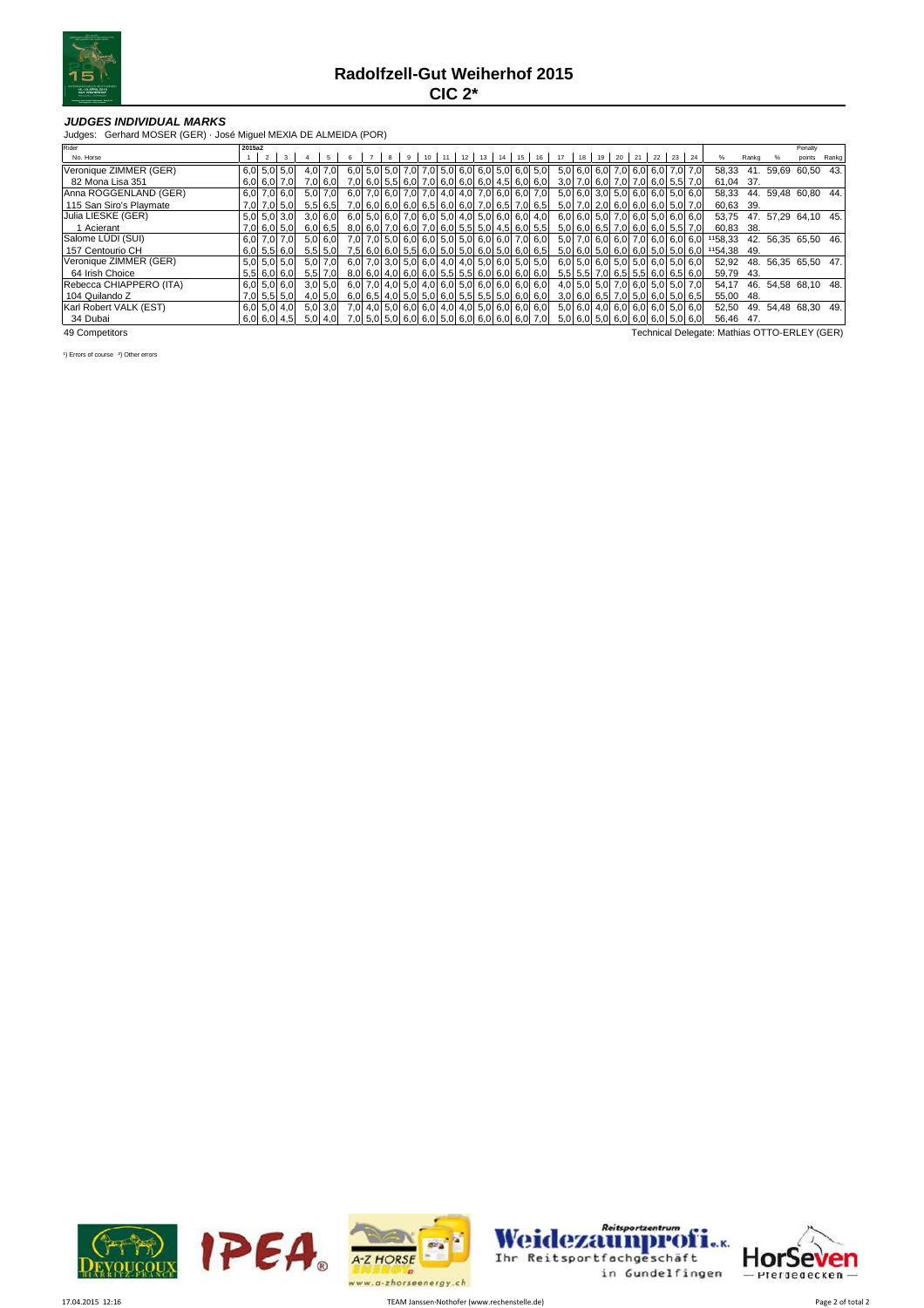# Radolfzell-Gut Weiherhof 2015
## CIC 2*

### *JUDGES INDIVIDUAL MARKS*

Judges: Gerhard MOSER (GER) · José Miguel MEXIA DE ALMEIDA (POR)

| Rider / No. Horse | 1 | 2 | 3 | 4 | 5 | 6 | 7 | 8 | 9 | 10 | 11 | 12 | 13 | 14 | 15 | 16 | 17 | 18 | 19 | 20 | 21 | 22 | 23 | 24 | % | Rankg | % | Penalty points | Rankg |
|---|---|---|---|---|---|---|---|---|---|---|---|---|---|---|---|---|---|---|---|---|---|---|---|---|---|---|---|---|---|
| Veronique ZIMMER (GER) | 6,0 | 5,0 | 5,0 | 4,0 | 7,0 | 6,0 | 5,0 | 5,0 | 7,0 | 7,0 | 5,0 | 6,0 | 6,0 | 5,0 | 6,0 | 5,0 | 5,0 | 6,0 | 6,0 | 7,0 | 6,0 | 6,0 | 7,0 | 7,0 | 58,33 | 41. | 59,69 | 60,50 | 43. |
| 82 Mona Lisa 351 | 6,0 | 6,0 | 7,0 | 7,0 | 6,0 | 7,0 | 6,0 | 5,5 | 6,0 | 7,0 | 6,0 | 6,0 | 6,0 | 4,5 | 6,0 | 6,0 | 3,0 | 7,0 | 6,0 | 7,0 | 7,0 | 6,0 | 5,5 | 7,0 | 61,04 | 37. | | | |
| Anna ROGGENLAND (GER) | 6,0 | 7,0 | 6,0 | 5,0 | 7,0 | 6,0 | 7,0 | 6,0 | 7,0 | 7,0 | 4,0 | 4,0 | 7,0 | 6,0 | 6,0 | 7,0 | 5,0 | 6,0 | 3,0 | 5,0 | 6,0 | 6,0 | 5,0 | 6,0 | 58,33 | 44. | 59,48 | 60,80 | 44. |
| 115 San Siro's Playmate | 7,0 | 7,0 | 5,0 | 5,5 | 6,5 | 7,0 | 6,0 | 6,0 | 6,0 | 6,5 | 6,0 | 6,0 | 7,0 | 6,5 | 7,0 | 6,5 | 5,0 | 7,0 | 2,0 | 6,0 | 6,0 | 6,0 | 5,0 | 7,0 | 60,63 | 39. | | | |
| Julia LIESKE (GER) | 5,0 | 5,0 | 3,0 | 3,0 | 6,0 | 6,0 | 5,0 | 6,0 | 7,0 | 6,0 | 5,0 | 4,0 | 5,0 | 6,0 | 6,0 | 4,0 | 6,0 | 6,0 | 5,0 | 7,0 | 6,0 | 5,0 | 6,0 | 6,0 | 53,75 | 47. | 57,29 | 64,10 | 45. |
| 1 Acierant | 7,0 | 6,0 | 5,0 | 6,0 | 6,5 | 8,0 | 6,0 | 7,0 | 6,0 | 7,0 | 6,0 | 5,5 | 5,0 | 4,5 | 6,0 | 5,5 | 5,0 | 6,0 | 6,5 | 7,0 | 6,0 | 6,0 | 5,5 | 7,0 | 60,83 | 38. | | | |
| Salome LÜDI (SUI) | 6,0 | 7,0 | 7,0 | 5,0 | 6,0 | 7,0 | 7,0 | 5,0 | 6,0 | 6,0 | 5,0 | 5,0 | 6,0 | 6,0 | 7,0 | 6,0 | 5,0 | 7,0 | 6,0 | 6,0 | 7,0 | 6,0 | 6,0 | 6,0 | [1]58,33 | 42. | 56,35 | 65,50 | 46. |
| 157 Centourio CH | 6,0 | 5,5 | 6,0 | 5,5 | 5,0 | 7,5 | 6,0 | 6,0 | 5,5 | 6,0 | 5,0 | 5,0 | 6,0 | 5,0 | 6,0 | 6,5 | 5,0 | 6,0 | 5,0 | 6,0 | 6,0 | 5,0 | 5,0 | 6,0 | [1]54,38 | 49. | | | |
| Veronique ZIMMER (GER) | 5,0 | 5,0 | 5,0 | 5,0 | 7,0 | 6,0 | 7,0 | 3,0 | 5,0 | 6,0 | 4,0 | 4,0 | 5,0 | 6,0 | 5,0 | 5,0 | 6,0 | 5,0 | 6,0 | 5,0 | 5,0 | 6,0 | 5,0 | 6,0 | 52,92 | 48. | 56,35 | 65,50 | 47. |
| 64 Irish Choice | 5,5 | 6,0 | 6,0 | 5,5 | 7,0 | 8,0 | 6,0 | 4,0 | 6,0 | 6,0 | 5,5 | 5,5 | 6,0 | 6,0 | 6,0 | 6,0 | 5,5 | 5,5 | 7,0 | 6,5 | 5,5 | 6,0 | 6,5 | 6,0 | 59,79 | 43. | | | |
| Rebecca CHIAPPERO (ITA) | 6,0 | 5,0 | 6,0 | 3,0 | 5,0 | 6,0 | 7,0 | 4,0 | 5,0 | 4,0 | 6,0 | 5,0 | 6,0 | 6,0 | 6,0 | 6,0 | 4,0 | 5,0 | 5,0 | 7,0 | 6,0 | 5,0 | 5,0 | 7,0 | 54,17 | 46. | 54,58 | 68,10 | 48. |
| 104 Quilando Z | 7,0 | 5,5 | 5,0 | 4,0 | 5,0 | 6,0 | 6,5 | 4,0 | 5,0 | 5,0 | 6,0 | 5,5 | 5,5 | 5,0 | 6,0 | 6,0 | 3,0 | 6,0 | 6,5 | 7,0 | 5,0 | 6,0 | 5,0 | 6,5 | 55,00 | 48. | | | |
| Karl Robert VALK (EST) | 6,0 | 5,0 | 4,0 | 5,0 | 3,0 | 7,0 | 4,0 | 5,0 | 6,0 | 6,0 | 4,0 | 4,0 | 5,0 | 6,0 | 6,0 | 6,0 | 5,0 | 6,0 | 4,0 | 6,0 | 6,0 | 6,0 | 5,0 | 6,0 | 52,50 | 49. | 54,48 | 68,30 | 49. |
| 34 Dubai | 6,0 | 6,0 | 4,5 | 5,0 | 4,0 | 7,0 | 5,0 | 5,0 | 6,0 | 6,0 | 5,0 | 6,0 | 6,0 | 6,0 | 6,0 | 7,0 | 5,0 | 6,0 | 5,0 | 6,0 | 6,0 | 6,0 | 5,0 | 6,0 | 56,46 | 47. | | | |

49 Competitors

Technical Delegate: Mathias OTTO-ERLEY (GER)

[1]) Errors of course [2]) Other errors